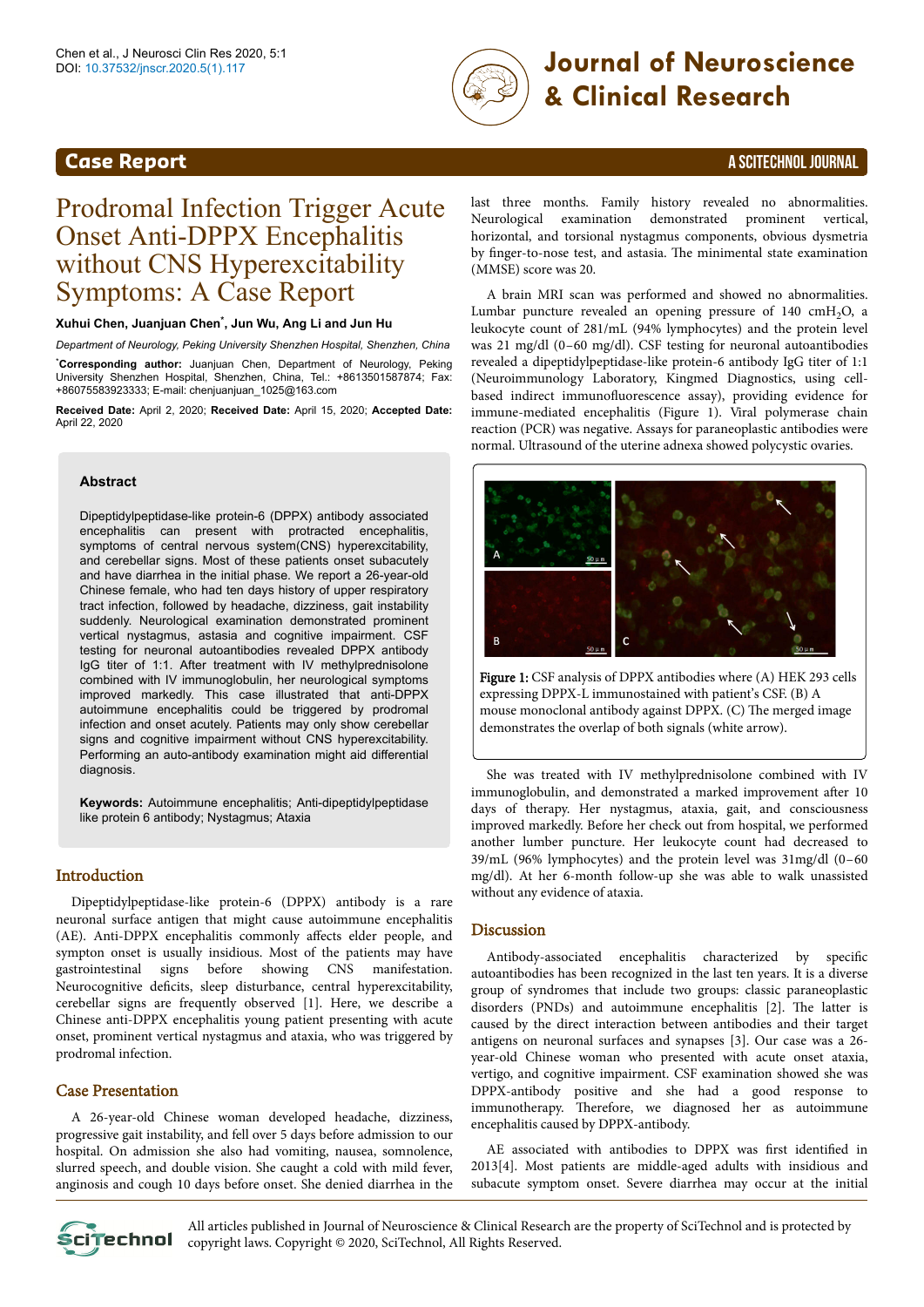## Case Report

# Prodromal Infection Trigger Acute Onset Anti-DPPX Encephalitis without CNS Hyperexcitability Symptoms: A Case Report

**Xuhui Chen, Juanjuan Chen*, Jun Wu, Ang Li and Jun Hu**

*Department of Neurology, Peking University Shenzhen Hospital, Shenzhen, China*

***Corresponding author:** Juanjuan Chen, Department of Neurology, Peking University Shenzhen Hospital, Shenzhen, China, Tel.: +8613501587874; Fax: +86075583923333; E-mail: chenjuanjuan_1025@163.com

**Received Date:** April 2, 2020; **Received Date:** April 15, 2020; **Accepted Date:** April 22, 2020

### Abstract

Dipeptidylpeptidase-like protein-6 (DPPX) antibody associated encephalitis can present with protracted encephalitis, symptoms of central nervous system(CNS) hyperexcitability, and cerebellar signs. Most of these patients onset subacutely and have diarrhea in the initial phase. We report a 26-year-old Chinese female, who had ten days history of upper respiratory tract infection, followed by headache, dizziness, gait instability suddenly. Neurological examination demonstrated prominent vertical nystagmus, astasia and cognitive impairment. CSF testing for neuronal autoantibodies revealed DPPX antibody IgG titer of 1:1. After treatment with IV methylprednisolone combined with IV immunoglobulin, her neurological symptoms improved markedly. This case illustrated that anti-DPPX autoimmune encephalitis could be triggered by prodromal infection and onset acutely. Patients may only show cerebellar signs and cognitive impairment without CNS hyperexcitability. Performing an auto-antibody examination might aid differential diagnosis.

**Keywords:** Autoimmune encephalitis; Anti-dipeptidylpeptidase like protein 6 antibody; Nystagmus; Ataxia

## Introduction

Dipeptidylpeptidase-like protein-6 (DPPX) antibody is a rare neuronal surface antigen that might cause autoimmune encephalitis (AE). Anti-DPPX encephalitis commonly affects elder people, and sympton onset is usually insidious. Most of the patients may have gastrointestinal signs before showing CNS manifestation. Neurocognitive deficits, sleep disturbance, central hyperexcitability, cerebellar signs are frequently observed [1]. Here, we describe a Chinese anti-DPPX encephalitis young patient presenting with acute onset, prominent vertical nystagmus and ataxia, who was triggered by prodromal infection.

## Case Presentation

A 26-year-old Chinese woman developed headache, dizziness, progressive gait instability, and fell over 5 days before admission to our hospital. On admission she also had vomiting, nausea, somnolence, slurred speech, and double vision. She caught a cold with mild fever, anginosis and cough 10 days before onset. She denied diarrhea in the last three months. Family history revealed no abnormalities. Neurological examination demonstrated prominent vertical, horizontal, and torsional nystagmus components, obvious dysmetria by finger-to-nose test, and astasia. The minimental state examination (MMSE) score was 20.

A brain MRI scan was performed and showed no abnormalities. Lumbar puncture revealed an opening pressure of 140 cm$H_2O$, a leukocyte count of 281/mL (94% lymphocytes) and the protein level was 21 mg/dl (0–60 mg/dl). CSF testing for neuronal autoantibodies revealed a dipeptidylpeptidase-like protein-6 antibody IgG titer of 1:1 (Neuroimmunology Laboratory, Kingmed Diagnostics, using cell-based indirect immunofluorescence assay), providing evidence for immune-mediated encephalitis (Figure 1). Viral polymerase chain reaction (PCR) was negative. Assays for paraneoplastic antibodies were normal. Ultrasound of the uterine adnexa showed polycystic ovaries.

**Figure 1:** CSF analysis of DPPX antibodies where (A) HEK 293 cells expressing DPPX-L immunostained with patient's CSF. (B) A mouse monoclonal antibody against DPPX. (C) The merged image demonstrates the overlap of both signals (white arrow).

She was treated with IV methylprednisolone combined with IV immunoglobulin, and demonstrated a marked improvement after 10 days of therapy. Her nystagmus, ataxia, gait, and consciousness improved markedly. Before her check out from hospital, we performed another lumber puncture. Her leukocyte count had decreased to 39/mL (96% lymphocytes) and the protein level was 31mg/dl (0–60 mg/dl). At her 6-month follow-up she was able to walk unassisted without any evidence of ataxia.

## Discussion

Antibody-associated encephalitis characterized by specific autoantibodies has been recognized in the last ten years. It is a diverse group of syndromes that include two groups: classic paraneoplastic disorders (PNDs) and autoimmune encephalitis [2]. The latter is caused by the direct interaction between antibodies and their target antigens on neuronal surfaces and synapses [3]. Our case was a 26-year-old Chinese woman who presented with acute onset ataxia, vertigo, and cognitive impairment. CSF examination showed she was DPPX-antibody positive and she had a good response to immunotherapy. Therefore, we diagnosed her as autoimmune encephalitis caused by DPPX-antibody.

AE associated with antibodies to DPPX was first identified in 2013[4]. Most patients are middle-aged adults with insidious and subacute symptom onset. Severe diarrhea may occur at the initial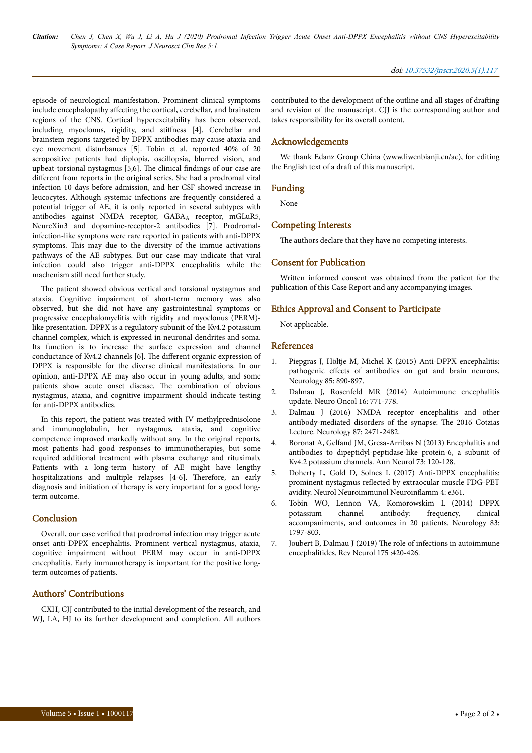episode of neurological manifestation. Prominent clinical symptoms include encephalopathy affecting the cortical, cerebellar, and brainstem regions of the CNS. Cortical hyperexcitability has been observed, including myoclonus, rigidity, and stiffness [4]. Cerebellar and brainstem regions targeted by DPPX antibodies may cause ataxia and eye movement disturbances [5]. Tobin et al. reported 40% of 20 seropositive patients had diplopia, oscillopsia, blurred vision, and upbeat-torsional nystagmus [5,6]. The clinical findings of our case are different from reports in the original series. She had a prodromal viral infection 10 days before admission, and her CSF showed increase in leucocytes. Although systemic infections are frequently considered a potential trigger of AE, it is only reported in several subtypes with antibodies against NMDA receptor, $GABA_A$ receptor, mGLuR5, NeureXin3 and dopamine-receptor-2 antibodies [7]. Prodromal-infection-like symptons were rare reported in patients with anti-DPPX symptoms. This may due to the diversity of the immue activations pathways of the AE subtypes. But our case may indicate that viral infection could also trigger anti-DPPX encephalitis while the machenism still need further study.

The patient showed obvious vertical and torsional nystagmus and ataxia. Cognitive impairment of short-term memory was also observed, but she did not have any gastrointestinal symptoms or progressive encephalomyelitis with rigidity and myoclonus (PERM)-like presentation. DPPX is a regulatory subunit of the Kv4.2 potassium channel complex, which is expressed in neuronal dendrites and soma. Its function is to increase the surface expression and channel conductance of Kv4.2 channels [6]. The different organic expression of DPPX is responsible for the diverse clinical manifestations. In our opinion, anti-DPPX AE may also occur in young adults, and some patients show acute onset disease. The combination of obvious nystagmus, ataxia, and cognitive impairment should indicate testing for anti-DPPX antibodies.

In this report, the patient was treated with IV methylprednisolone and immunoglobulin, her nystagmus, ataxia, and cognitive competence improved markedly without any. In the original reports, most patients had good responses to immunotherapies, but some required additional treatment with plasma exchange and rituximab. Patients with a long-term history of AE might have lengthy hospitalizations and multiple relapses [4-6]. Therefore, an early diagnosis and initiation of therapy is very important for a good long-term outcome.

## Conclusion

Overall, our case verified that prodromal infection may trigger acute onset anti-DPPX encephalitis. Prominent vertical nystagmus, ataxia, cognitive impairment without PERM may occur in anti-DPPX encephalitis. Early immunotherapy is important for the positive long-term outcomes of patients.

## Authors' Contributions

CXH, CJJ contributed to the initial development of the research, and WJ, LA, HJ to its further development and completion. All authors contributed to the development of the outline and all stages of drafting and revision of the manuscript. CJJ is the corresponding author and takes responsibility for its overall content.

## Acknowledgements

We thank Edanz Group China (www.liwenbianji.cn/ac), for editing the English text of a draft of this manuscript.

## Funding

None

## Competing Interests

The authors declare that they have no competing interests.

## Consent for Publication

Written informed consent was obtained from the patient for the publication of this Case Report and any accompanying images.

## Ethics Approval and Consent to Participate

Not applicable.

## References

1. Piepgras J, Höltje M, Michel K (2015) Anti-DPPX encephalitis: pathogenic effects of antibodies on gut and brain neurons. Neurology 85: 890-897.
2. Dalmau J, Rosenfeld MR (2014) Autoimmune encephalitis update. Neuro Oncol 16: 771-778.
3. Dalmau J (2016) NMDA receptor encephalitis and other antibody-mediated disorders of the synapse: The 2016 Cotzias Lecture. Neurology 87: 2471-2482.
4. Boronat A, Gelfand JM, Gresa-Arribas N (2013) Encephalitis and antibodies to dipeptidyl-peptidase-like protein-6, a subunit of Kv4.2 potassium channels. Ann Neurol 73: 120-128.
5. Doherty L, Gold D, Solnes L (2017) Anti-DPPX encephalitis: prominent nystagmus reflected by extraocular muscle FDG-PET avidity. Neurol Neuroimmunol Neuroinflamm 4: e361.
6. Tobin WO, Lennon VA, Komorowskim L (2014) DPPX potassium channel antibody: frequency, clinical accompaniments, and outcomes in 20 patients. Neurology 83: 1797-803.
7. Joubert B, Dalmau J (2019) The role of infections in autoimmune encephalitides. Rev Neurol 175 :420-426.